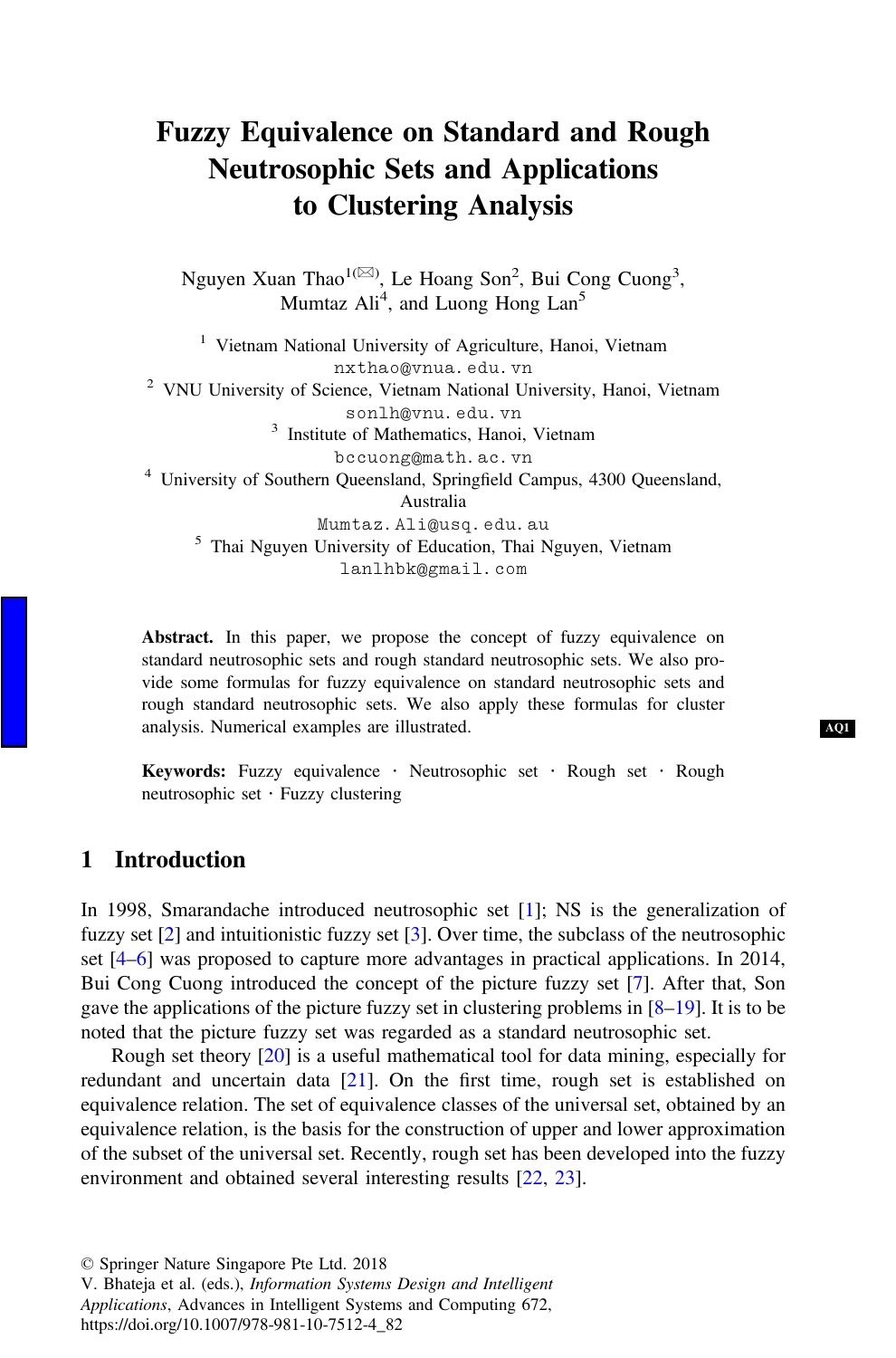# Fuzzy Equivalence on Standard and Rough Neutrosophic Sets and Applications to Clustering Analysis

Nguyen Xuan Thao[1(✉)], Le Hoang Son[2], Bui Cong Cuong[3], Mumtaz Ali[4], and Luong Hong Lan[5]

[1] Vietnam National University of Agriculture, Hanoi, Vietnam
nxthao@vnua.edu.vn

[2] VNU University of Science, Vietnam National University, Hanoi, Vietnam
sonlh@vnu.edu.vn

[3] Institute of Mathematics, Hanoi, Vietnam
bccuong@math.ac.vn

[4] University of Southern Queensland, Springfield Campus, 4300 Queensland, Australia
Mumtaz.Ali@usq.edu.au

[5] Thai Nguyen University of Education, Thai Nguyen, Vietnam
lanlhbk@gmail.com

**Abstract.** In this paper, we propose the concept of fuzzy equivalence on standard neutrosophic sets and rough standard neutrosophic sets. We also provide some formulas for fuzzy equivalence on standard neutrosophic sets and rough standard neutrosophic sets. We also apply these formulas for cluster analysis. Numerical examples are illustrated.

**Keywords:** Fuzzy equivalence · Neutrosophic set · Rough set · Rough neutrosophic set · Fuzzy clustering

## 1 Introduction

In 1998, Smarandache introduced neutrosophic set [1]; NS is the generalization of fuzzy set [2] and intuitionistic fuzzy set [3]. Over time, the subclass of the neutrosophic set [4–6] was proposed to capture more advantages in practical applications. In 2014, Bui Cong Cuong introduced the concept of the picture fuzzy set [7]. After that, Son gave the applications of the picture fuzzy set in clustering problems in [8–19]. It is to be noted that the picture fuzzy set was regarded as a standard neutrosophic set.

Rough set theory [20] is a useful mathematical tool for data mining, especially for redundant and uncertain data [21]. On the first time, rough set is established on equivalence relation. The set of equivalence classes of the universal set, obtained by an equivalence relation, is the basis for the construction of upper and lower approximation of the subset of the universal set. Recently, rough set has been developed into the fuzzy environment and obtained several interesting results [22, 23].

© Springer Nature Singapore Pte Ltd. 2018
V. Bhateja et al. (eds.), *Information Systems Design and Intelligent Applications*, Advances in Intelligent Systems and Computing 672,
https://doi.org/10.1007/978-981-10-7512-4_82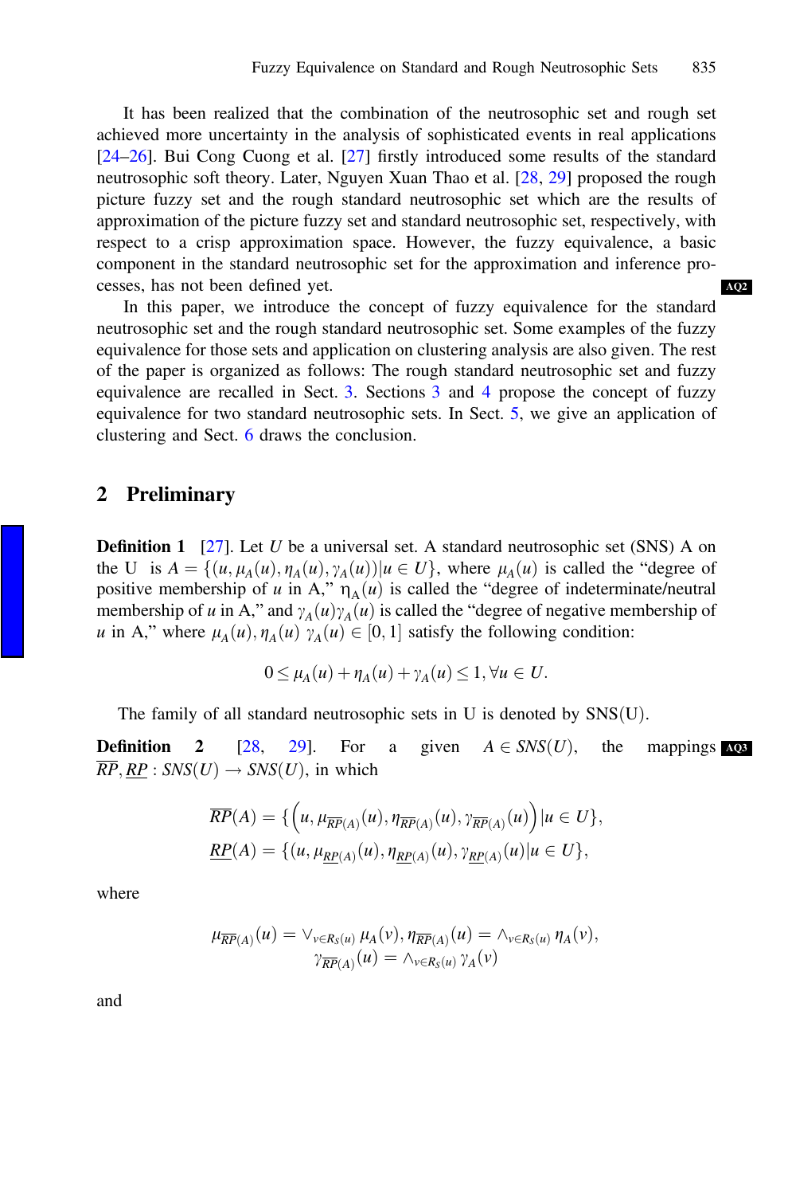It has been realized that the combination of the neutrosophic set and rough set achieved more uncertainty in the analysis of sophisticated events in real applications [24–26]. Bui Cong Cuong et al. [27] firstly introduced some results of the standard neutrosophic soft theory. Later, Nguyen Xuan Thao et al. [28, 29] proposed the rough picture fuzzy set and the rough standard neutrosophic set which are the results of approximation of the picture fuzzy set and standard neutrosophic set, respectively, with respect to a crisp approximation space. However, the fuzzy equivalence, a basic component in the standard neutrosophic set for the approximation and inference processes, has not been defined yet.

In this paper, we introduce the concept of fuzzy equivalence for the standard neutrosophic set and the rough standard neutrosophic set. Some examples of the fuzzy equivalence for those sets and application on clustering analysis are also given. The rest of the paper is organized as follows: The rough standard neutrosophic set and fuzzy equivalence are recalled in Sect. 3. Sections 3 and 4 propose the concept of fuzzy equivalence for two standard neutrosophic sets. In Sect. 5, we give an application of clustering and Sect. 6 draws the conclusion.

## 2 Preliminary

**Definition 1** [27]. Let $U$ be a universal set. A standard neutrosophic set (SNS) A on the U is $A = \{(u, \mu_A(u), \eta_A(u), \gamma_A(u)) | u \in U\}$, where $\mu_A(u)$ is called the "degree of positive membership of $u$ in A," $\eta_A(u)$ is called the "degree of indeterminate/neutral membership of $u$ in A," and $\gamma_A(u)\gamma_A(u)$ is called the "degree of negative membership of $u$ in A," where $\mu_A(u), \eta_A(u)\ \gamma_A(u) \in [0, 1]$ satisfy the following condition:

$$0 \le \mu_A(u) + \eta_A(u) + \gamma_A(u) \le 1, \forall u \in U.$$

The family of all standard neutrosophic sets in U is denoted by SNS(U).

**Definition 2** [28, 29]. For a given $A \in SNS(U)$, the mappings $\overline{RP}, \underline{RP} : SNS(U) \to SNS(U)$, in which

$$\overline{RP}(A) = \{\left(u, \mu_{\overline{RP}(A)}(u), \eta_{\overline{RP}(A)}(u), \gamma_{\overline{RP}(A)}(u)\right) | u \in U\},$$
$$\underline{RP}(A) = \{(u, \mu_{\underline{RP}(A)}(u), \eta_{\underline{RP}(A)}(u), \gamma_{\underline{RP}(A)}(u) | u \in U\},$$

where

$$\mu_{\overline{RP}(A)}(u) = \vee_{v \in R_S(u)}\, \mu_A(v), \eta_{\overline{RP}(A)}(u) = \wedge_{v \in R_S(u)}\, \eta_A(v),$$
$$\gamma_{\overline{RP}(A)}(u) = \wedge_{v \in R_S(u)}\, \gamma_A(v)$$

and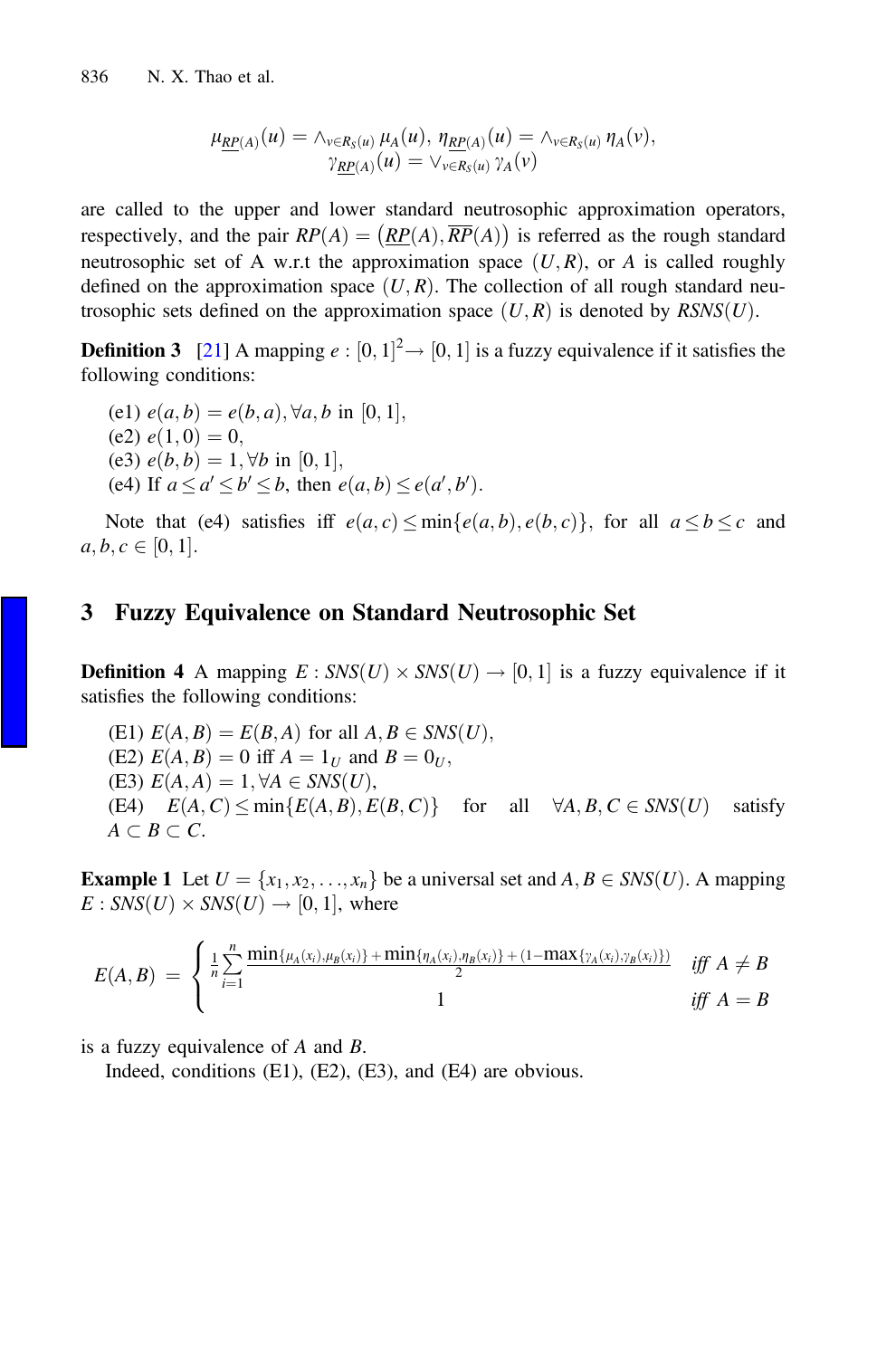$$\mu_{\underline{RP}(A)}(u) = \wedge_{v \in R_S(u)} \mu_A(u),\ \eta_{\underline{RP}(A)}(u) = \wedge_{v \in R_S(u)} \eta_A(v),$$
$$\gamma_{\underline{RP}(A)}(u) = \vee_{v \in R_S(u)} \gamma_A(v)$$

are called to the upper and lower standard neutrosophic approximation operators, respectively, and the pair $RP(A) = \left(\underline{RP}(A), \overline{RP}(A)\right)$ is referred as the rough standard neutrosophic set of A w.r.t the approximation space $(U, R)$, or $A$ is called roughly defined on the approximation space $(U, R)$. The collection of all rough standard neutrosophic sets defined on the approximation space $(U, R)$ is denoted by $RSNS(U)$.

**Definition 3** [21] A mapping $e : [0,1]^2 \rightarrow [0,1]$ is a fuzzy equivalence if it satisfies the following conditions:

(e1) $e(a,b) = e(b,a), \forall a,b$ in $[0,1]$,
(e2) $e(1,0) = 0$,
(e3) $e(b,b) = 1, \forall b$ in $[0,1]$,
(e4) If $a \leq a' \leq b' \leq b$, then $e(a,b) \leq e(a',b')$.

Note that (e4) satisfies iff $e(a,c) \leq \min\{e(a,b), e(b,c)\}$, for all $a \leq b \leq c$ and $a,b,c \in [0,1]$.

## 3 Fuzzy Equivalence on Standard Neutrosophic Set

**Definition 4** A mapping $E : SNS(U) \times SNS(U) \rightarrow [0,1]$ is a fuzzy equivalence if it satisfies the following conditions:

(E1) $E(A,B) = E(B,A)$ for all $A, B \in SNS(U)$,
(E2) $E(A,B) = 0$ iff $A = 1_U$ and $B = 0_U$,
(E3) $E(A,A) = 1, \forall A \in SNS(U)$,
(E4) $E(A,C) \leq \min\{E(A,B), E(B,C)\}$ for all $\forall A,B,C \in SNS(U)$ satisfy $A \subset B \subset C$.

**Example 1** Let $U = \{x_1, x_2, \ldots, x_n\}$ be a universal set and $A, B \in SNS(U)$. A mapping $E : SNS(U) \times SNS(U) \rightarrow [0,1]$, where

$$E(A,B) = \begin{cases} \frac{1}{n}\sum\limits_{i=1}^{n} \frac{\min\{\mu_A(x_i),\mu_B(x_i)\} + \min\{\eta_A(x_i),\eta_B(x_i)\} + (1-\max\{\gamma_A(x_i),\gamma_B(x_i)\})}{2} & \textit{iff } A \neq B \\ 1 & \textit{iff } A = B \end{cases}$$

is a fuzzy equivalence of $A$ and $B$.

Indeed, conditions (E1), (E2), (E3), and (E4) are obvious.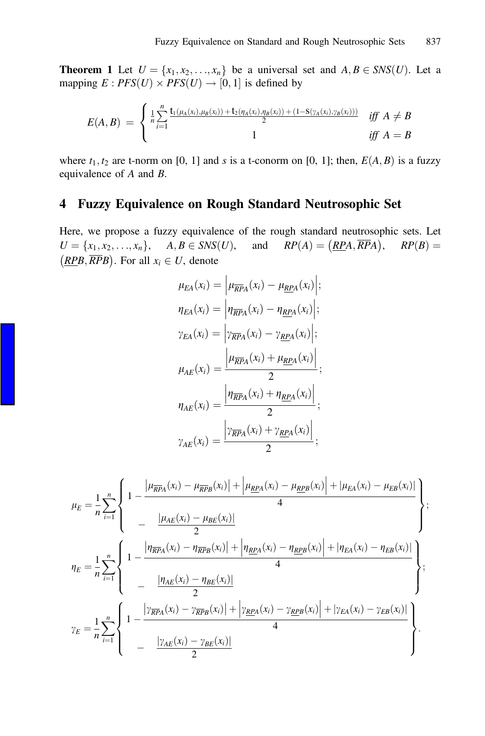**Theorem 1** Let $U = \{x_1, x_2, \ldots, x_n\}$ be a universal set and $A, B \in SNS(U)$. Let a mapping $E : PFS(U) \times PFS(U) \to [0, 1]$ is defined by

$$E(A,B) = \begin{cases} \frac{1}{n}\sum\limits_{i=1}^{n} \frac{\mathrm{t}_1(\mu_A(x_i),\mu_B(x_i)) + \mathrm{t}_2(\eta_A(x_i),\eta_B(x_i)) + (1-\mathrm{S}(\gamma_A(x_i),\gamma_B(x_i)))}{2} & \textit{iff } A \neq B \\ 1 & \textit{iff } A = B \end{cases}$$

where $t_1, t_2$ are t-norm on [0, 1] and $s$ is a t-conorm on [0, 1]; then, $E(A, B)$ is a fuzzy equivalence of $A$ and $B$.

## 4 Fuzzy Equivalence on Rough Standard Neutrosophic Set

Here, we propose a fuzzy equivalence of the rough standard neutrosophic sets. Let $U = \{x_1, x_2, \ldots, x_n\}$, $A, B \in SNS(U)$, and $RP(A) = \left(\underline{RP}A, \overline{RP}A\right)$, $RP(B) = \left(\underline{RP}B, \overline{RP}B\right)$. For all $x_i \in U$, denote

$$\mu_{EA}(x_i) = \left|\mu_{\overline{RP}A}(x_i) - \mu_{\underline{RP}A}(x_i)\right|;$$

$$\eta_{EA}(x_i) = \left|\eta_{\overline{RP}A}(x_i) - \eta_{\underline{RP}A}(x_i)\right|;$$

$$\gamma_{EA}(x_i) = \left|\gamma_{\overline{RP}A}(x_i) - \gamma_{\underline{RP}A}(x_i)\right|;$$

$$\mu_{AE}(x_i) = \frac{\left|\mu_{\overline{RP}A}(x_i) + \mu_{\underline{RP}A}(x_i)\right|}{2};$$

$$\eta_{AE}(x_i) = \frac{\left|\eta_{\overline{RP}A}(x_i) + \eta_{\underline{RP}A}(x_i)\right|}{2};$$

$$\gamma_{AE}(x_i) = \frac{\left|\gamma_{\overline{RP}A}(x_i) + \gamma_{\underline{RP}A}(x_i)\right|}{2};$$

$$\mu_E = \frac{1}{n}\sum_{i=1}^{n}\left\{ \begin{array}{l} 1 - \dfrac{\left|\mu_{\overline{RP}A}(x_i) - \mu_{\overline{RP}B}(x_i)\right| + \left|\mu_{\underline{RP}A}(x_i) - \mu_{\underline{RP}B}(x_i)\right| + \left|\mu_{EA}(x_i) - \mu_{EB}(x_i)\right|}{4} \\ \quad - \quad \dfrac{\left|\mu_{AE}(x_i) - \mu_{BE}(x_i)\right|}{2} \end{array} \right\};$$

$$\eta_E = \frac{1}{n}\sum_{i=1}^{n}\left\{ \begin{array}{l} 1 - \dfrac{\left|\eta_{\overline{RP}A}(x_i) - \eta_{\overline{RP}B}(x_i)\right| + \left|\eta_{\underline{RP}A}(x_i) - \eta_{\underline{RP}B}(x_i)\right| + \left|\eta_{EA}(x_i) - \eta_{EB}(x_i)\right|}{4} \\ \quad - \quad \dfrac{\left|\eta_{AE}(x_i) - \eta_{BE}(x_i)\right|}{2} \end{array} \right\};$$

$$\gamma_E = \frac{1}{n}\sum_{i=1}^{n}\left\{ \begin{array}{l} 1 - \dfrac{\left|\gamma_{\overline{RP}A}(x_i) - \gamma_{\overline{RP}B}(x_i)\right| + \left|\gamma_{\underline{RP}A}(x_i) - \gamma_{\underline{RP}B}(x_i)\right| + \left|\gamma_{EA}(x_i) - \gamma_{EB}(x_i)\right|}{4} \\ \quad - \quad \dfrac{\left|\gamma_{AE}(x_i) - \gamma_{BE}(x_i)\right|}{2} \end{array} \right\}.$$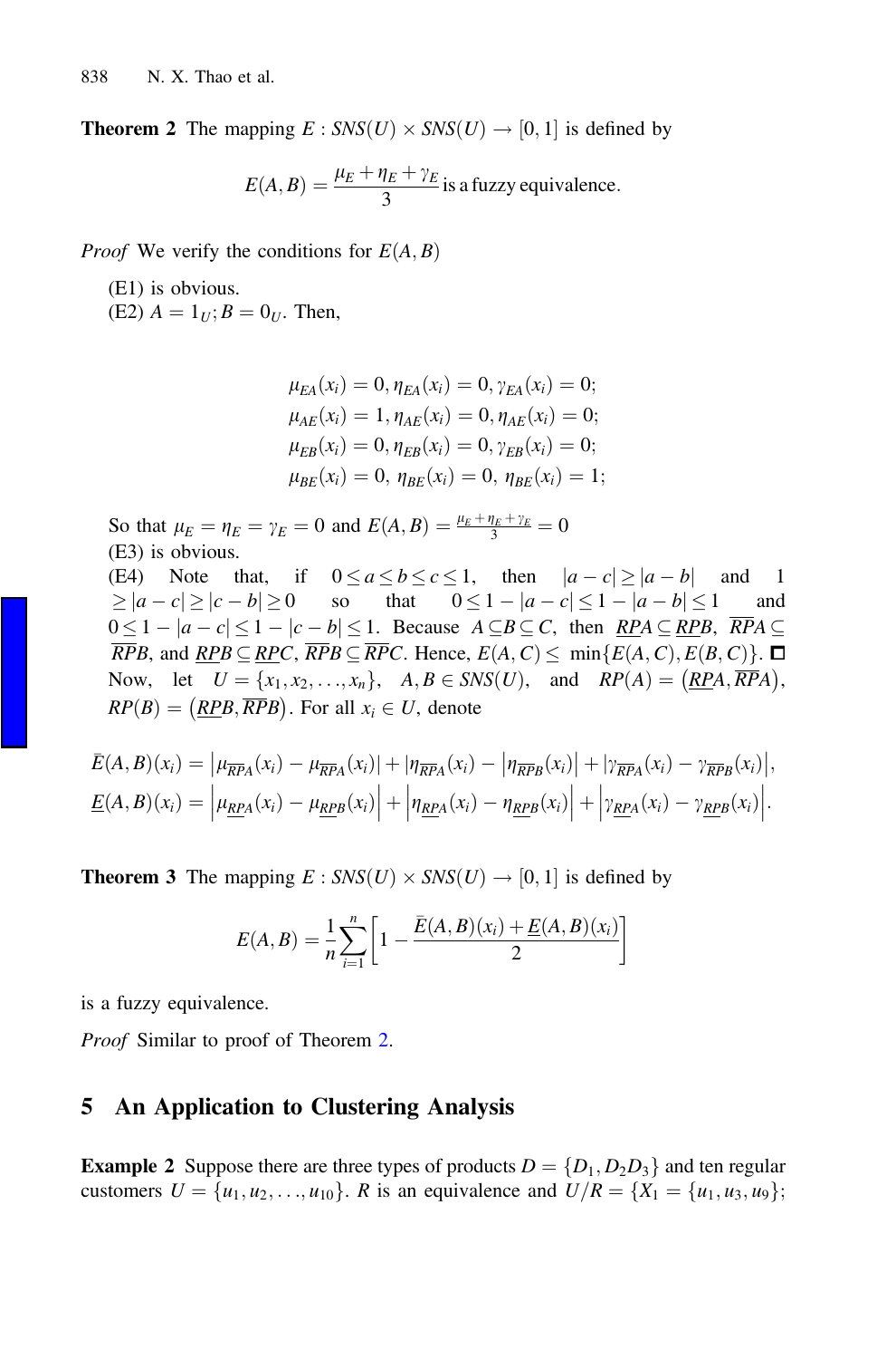**Theorem 2** The mapping $E : SNS(U) \times SNS(U) \to [0, 1]$ is defined by

$$E(A, B) = \frac{\mu_E + \eta_E + \gamma_E}{3} \text{ is a fuzzy equivalence.}$$

*Proof* We verify the conditions for $E(A, B)$

(E1) is obvious.

(E2) $A = 1_U; B = 0_U$. Then,

$$\mu_{EA}(x_i) = 0, \eta_{EA}(x_i) = 0, \gamma_{EA}(x_i) = 0;$$
$$\mu_{AE}(x_i) = 1, \eta_{AE}(x_i) = 0, \eta_{AE}(x_i) = 0;$$
$$\mu_{EB}(x_i) = 0, \eta_{EB}(x_i) = 0, \gamma_{EB}(x_i) = 0;$$
$$\mu_{BE}(x_i) = 0, \ \eta_{BE}(x_i) = 0, \ \eta_{BE}(x_i) = 1;$$

So that $\mu_E = \eta_E = \gamma_E = 0$ and $E(A, B) = \frac{\mu_E + \eta_E + \gamma_E}{3} = 0$

(E3) is obvious.

(E4) Note that, if $0 \le a \le b \le c \le 1$, then $|a - c| \ge |a - b|$ and $1 \ge |a - c| \ge |c - b| \ge 0$ so that $0 \le 1 - |a - c| \le 1 - |a - b| \le 1$ and $0 \le 1 - |a - c| \le 1 - |c - b| \le 1$. Because $A \subseteq B \subseteq C$, then $\underline{RP}A \subseteq \underline{RP}B$, $\overline{RP}A \subseteq \overline{RP}B$, and $\underline{RP}B \subseteq \underline{RP}C$, $\overline{RP}B \subseteq \overline{RP}C$. Hence, $E(A, C) \le \min\{E(A, C), E(B, C)\}$. □

Now, let $U = \{x_1, x_2, \ldots, x_n\}$, $A, B \in SNS(U)$, and $RP(A) = (\underline{RP}A, \overline{RP}A)$, $RP(B) = (\underline{RP}B, \overline{RP}B)$. For all $x_i \in U$, denote

$$\bar{E}(A, B)(x_i) = \left|\mu_{\overline{RP}A}(x_i) - \mu_{\overline{RP}A}(x_i)\right| + \left|\eta_{\overline{RP}A}(x_i) - \left|\eta_{\overline{RP}B}(x_i)\right| + \left|\gamma_{\overline{RP}A}(x_i) - \gamma_{\overline{RP}B}(x_i)\right|\right.,$$
$$\underline{E}(A, B)(x_i) = \left|\mu_{\underline{RP}A}(x_i) - \mu_{\underline{RP}B}(x_i)\right| + \left|\eta_{\underline{RP}A}(x_i) - \eta_{\underline{RP}B}(x_i)\right| + \left|\gamma_{\underline{RP}A}(x_i) - \gamma_{\underline{RP}B}(x_i)\right|.$$

**Theorem 3** The mapping $E : SNS(U) \times SNS(U) \to [0, 1]$ is defined by

$$E(A, B) = \frac{1}{n}\sum_{i=1}^{n}\left[1 - \frac{\bar{E}(A, B)(x_i) + \underline{E}(A, B)(x_i)}{2}\right]$$

is a fuzzy equivalence.

*Proof* Similar to proof of Theorem 2.

## 5 An Application to Clustering Analysis

**Example 2** Suppose there are three types of products $D = \{D_1, D_2 D_3\}$ and ten regular customers $U = \{u_1, u_2, \ldots, u_{10}\}$. $R$ is an equivalence and $U/R = \{X_1 = \{u_1, u_3, u_9\};$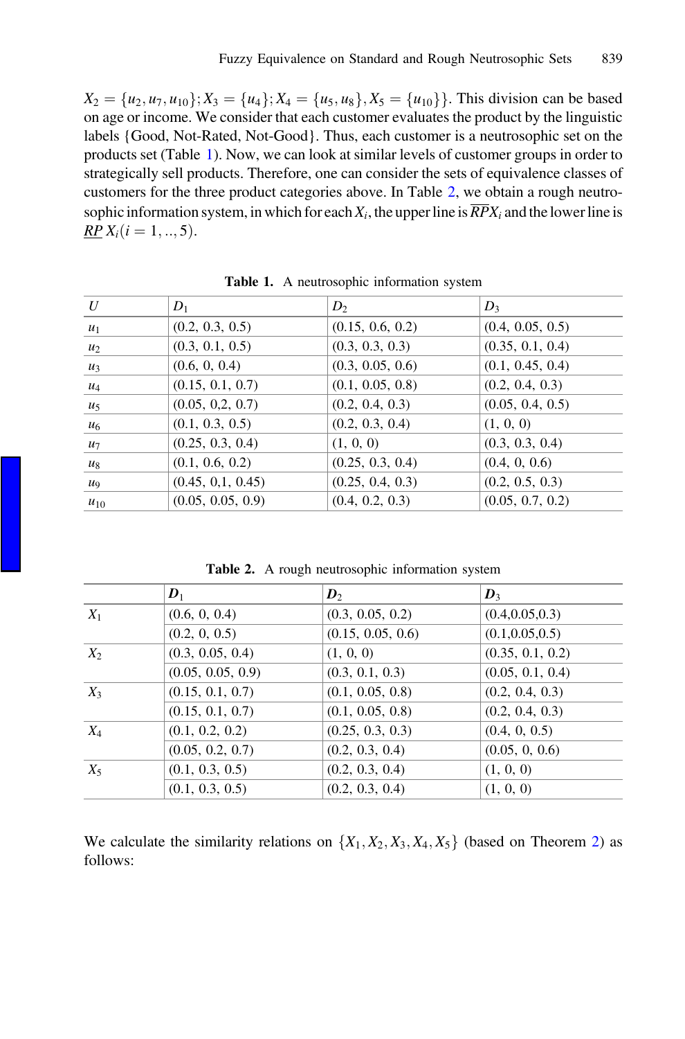$X_2 = \{u_2, u_7, u_{10}\}; X_3 = \{u_4\}; X_4 = \{u_5, u_8\}, X_5 = \{u_{10}\}\}$. This division can be based on age or income. We consider that each customer evaluates the product by the linguistic labels {Good, Not-Rated, Not-Good}. Thus, each customer is a neutrosophic set on the products set (Table 1). Now, we can look at similar levels of customer groups in order to strategically sell products. Therefore, one can consider the sets of equivalence classes of customers for the three product categories above. In Table 2, we obtain a rough neutrosophic information system, in which for each $X_i$, the upper line is $\overline{RP}X_i$ and the lower line is $\underline{RP}\,X_i (i = 1, .., 5)$.

**Table 1.** A neutrosophic information system

| $U$ | $D_1$ | $D_2$ | $D_3$ |
|---|---|---|---|
| $u_1$ | (0.2, 0.3, 0.5) | (0.15, 0.6, 0.2) | (0.4, 0.05, 0.5) |
| $u_2$ | (0.3, 0.1, 0.5) | (0.3, 0.3, 0.3) | (0.35, 0.1, 0.4) |
| $u_3$ | (0.6, 0, 0.4) | (0.3, 0.05, 0.6) | (0.1, 0.45, 0.4) |
| $u_4$ | (0.15, 0.1, 0.7) | (0.1, 0.05, 0.8) | (0.2, 0.4, 0.3) |
| $u_5$ | (0.05, 0,2, 0.7) | (0.2, 0.4, 0.3) | (0.05, 0.4, 0.5) |
| $u_6$ | (0.1, 0.3, 0.5) | (0.2, 0.3, 0.4) | (1, 0, 0) |
| $u_7$ | (0.25, 0.3, 0.4) | (1, 0, 0) | (0.3, 0.3, 0.4) |
| $u_8$ | (0.1, 0.6, 0.2) | (0.25, 0.3, 0.4) | (0.4, 0, 0.6) |
| $u_9$ | (0.45, 0,1, 0.45) | (0.25, 0.4, 0.3) | (0.2, 0.5, 0.3) |
| $u_{10}$ | (0.05, 0.05, 0.9) | (0.4, 0.2, 0.3) | (0.05, 0.7, 0.2) |

**Table 2.** A rough neutrosophic information system

| | $D_1$ | $D_2$ | $D_3$ |
|---|---|---|---|
| $X_1$ | (0.6, 0, 0.4) | (0.3, 0.05, 0.2) | (0.4,0.05,0.3) |
| | (0.2, 0, 0.5) | (0.15, 0.05, 0.6) | (0.1,0.05,0.5) |
| $X_2$ | (0.3, 0.05, 0.4) | (1, 0, 0) | (0.35, 0.1, 0.2) |
| | (0.05, 0.05, 0.9) | (0.3, 0.1, 0.3) | (0.05, 0.1, 0.4) |
| $X_3$ | (0.15, 0.1, 0.7) | (0.1, 0.05, 0.8) | (0.2, 0.4, 0.3) |
| | (0.15, 0.1, 0.7) | (0.1, 0.05, 0.8) | (0.2, 0.4, 0.3) |
| $X_4$ | (0.1, 0.2, 0.2) | (0.25, 0.3, 0.3) | (0.4, 0, 0.5) |
| | (0.05, 0.2, 0.7) | (0.2, 0.3, 0.4) | (0.05, 0, 0.6) |
| $X_5$ | (0.1, 0.3, 0.5) | (0.2, 0.3, 0.4) | (1, 0, 0) |
| | (0.1, 0.3, 0.5) | (0.2, 0.3, 0.4) | (1, 0, 0) |

We calculate the similarity relations on $\{X_1, X_2, X_3, X_4, X_5\}$ (based on Theorem 2) as follows: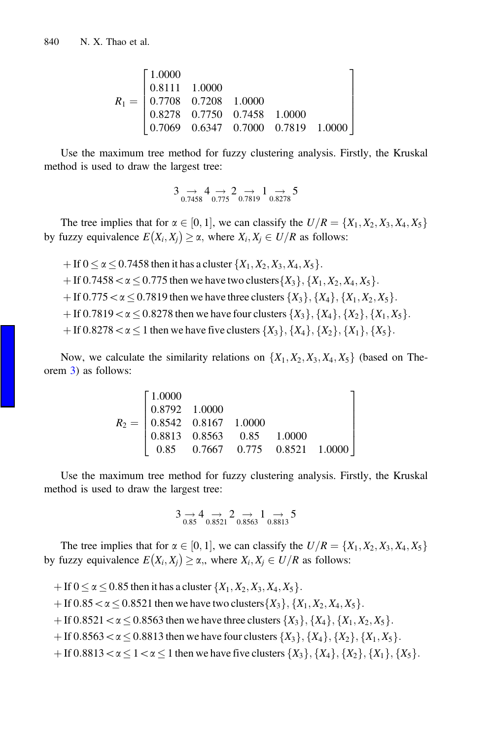$$
R_1 = \begin{bmatrix} 1.0000 & & & & \\ 0.8111 & 1.0000 & & & \\ 0.7708 & 0.7208 & 1.0000 & & \\ 0.8278 & 0.7750 & 0.7458 & 1.0000 & \\ 0.7069 & 0.6347 & 0.7000 & 0.7819 & 1.0000 \end{bmatrix}
$$

Use the maximum tree method for fuzzy clustering analysis. Firstly, the Kruskal method is used to draw the largest tree:

$$
3 \underset{0.7458}{\rightarrow} 4 \underset{0.775}{\rightarrow} 2 \underset{0.7819}{\rightarrow} 1 \underset{0.8278}{\rightarrow} 5
$$

The tree implies that for $\alpha \in [0, 1]$, we can classify the $U/R = \{X_1, X_2, X_3, X_4, X_5\}$ by fuzzy equivalence $E(X_i, X_j) \geq \alpha$, where $X_i, X_j \in U/R$ as follows:

+ If $0 \leq \alpha \leq 0.7458$ then it has a cluster $\{X_1, X_2, X_3, X_4, X_5\}$.
+ If $0.7458 < \alpha \leq 0.775$ then we have two clusters $\{X_3\}, \{X_1, X_2, X_4, X_5\}$.
+ If $0.775 < \alpha \leq 0.7819$ then we have three clusters $\{X_3\}, \{X_4\}, \{X_1, X_2, X_5\}$.
+ If $0.7819 < \alpha \leq 0.8278$ then we have four clusters $\{X_3\}, \{X_4\}, \{X_2\}, \{X_1, X_5\}$.
+ If $0.8278 < \alpha \leq 1$ then we have five clusters $\{X_3\}, \{X_4\}, \{X_2\}, \{X_1\}, \{X_5\}$.

Now, we calculate the similarity relations on $\{X_1, X_2, X_3, X_4, X_5\}$ (based on Theorem 3) as follows:

$$
R_2 = \begin{bmatrix} 1.0000 & & & & \\ 0.8792 & 1.0000 & & & \\ 0.8542 & 0.8167 & 1.0000 & & \\ 0.8813 & 0.8563 & 0.85 & 1.0000 & \\ 0.85 & 0.7667 & 0.775 & 0.8521 & 1.0000 \end{bmatrix}
$$

Use the maximum tree method for fuzzy clustering analysis. Firstly, the Kruskal method is used to draw the largest tree:

$$
3 \underset{0.85}{\rightarrow} 4 \underset{0.8521}{\rightarrow} 2 \underset{0.8563}{\rightarrow} 1 \underset{0.8813}{\rightarrow} 5
$$

The tree implies that for $\alpha \in [0, 1]$, we can classify the $U/R = \{X_1, X_2, X_3, X_4, X_5\}$ by fuzzy equivalence $E(X_i, X_j) \geq \alpha$,, where $X_i, X_j \in U/R$ as follows:

+ If $0 \leq \alpha \leq 0.85$ then it has a cluster $\{X_1, X_2, X_3, X_4, X_5\}$.
+ If $0.85 < \alpha \leq 0.8521$ then we have two clusters $\{X_3\}, \{X_1, X_2, X_4, X_5\}$.
+ If $0.8521 < \alpha \leq 0.8563$ then we have three clusters $\{X_3\}, \{X_4\}, \{X_1, X_2, X_5\}$.
+ If $0.8563 < \alpha \leq 0.8813$ then we have four clusters $\{X_3\}, \{X_4\}, \{X_2\}, \{X_1, X_5\}$.
+ If $0.8813 < \alpha \leq 1 < \alpha \leq 1$ then we have five clusters $\{X_3\}, \{X_4\}, \{X_2\}, \{X_1\}, \{X_5\}$.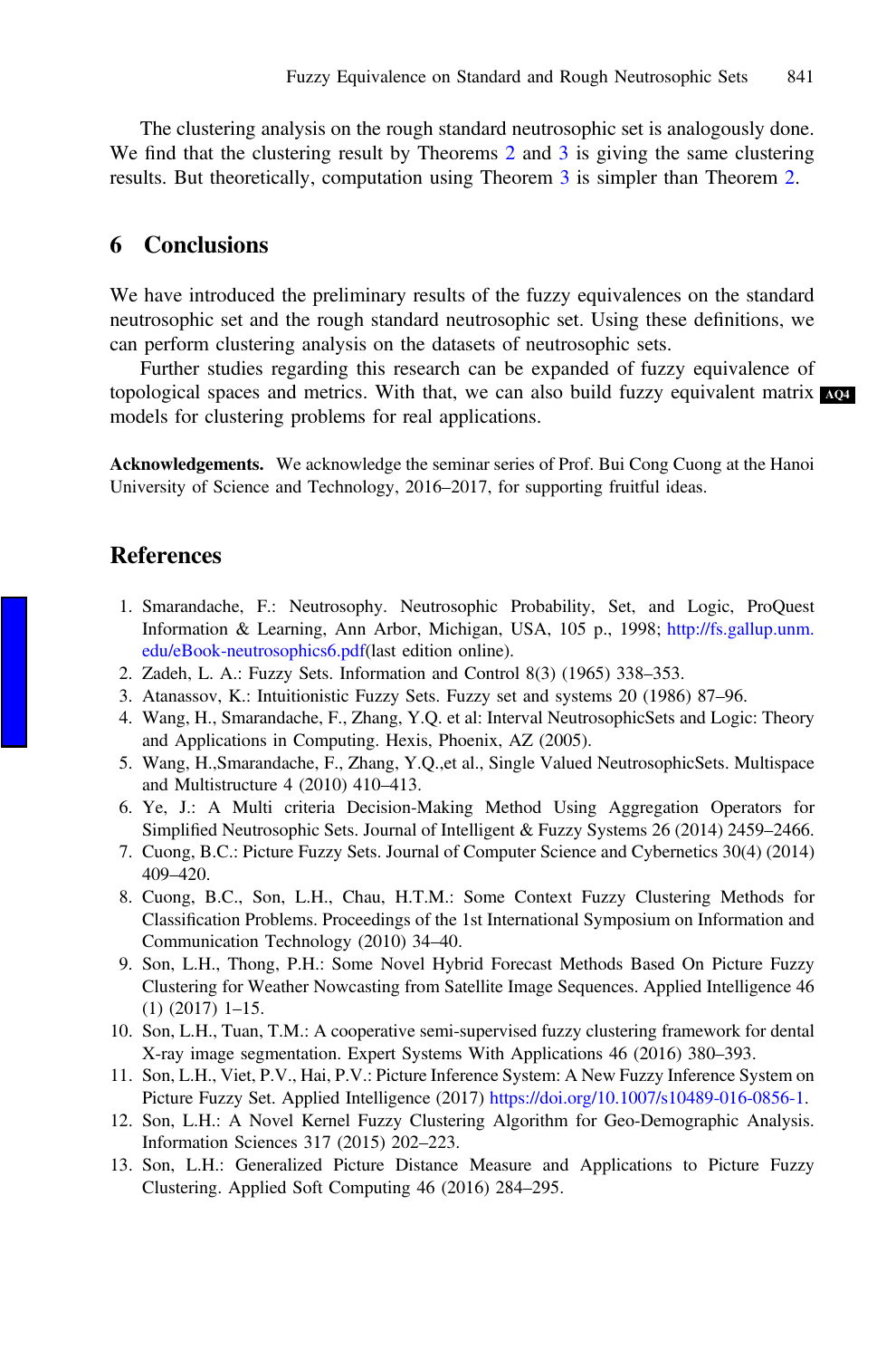The clustering analysis on the rough standard neutrosophic set is analogously done. We find that the clustering result by Theorems 2 and 3 is giving the same clustering results. But theoretically, computation using Theorem 3 is simpler than Theorem 2.

## 6 Conclusions

We have introduced the preliminary results of the fuzzy equivalences on the standard neutrosophic set and the rough standard neutrosophic set. Using these definitions, we can perform clustering analysis on the datasets of neutrosophic sets.

Further studies regarding this research can be expanded of fuzzy equivalence of topological spaces and metrics. With that, we can also build fuzzy equivalent matrix models for clustering problems for real applications.

**Acknowledgements.** We acknowledge the seminar series of Prof. Bui Cong Cuong at the Hanoi University of Science and Technology, 2016–2017, for supporting fruitful ideas.

## References

1. Smarandache, F.: Neutrosophy. Neutrosophic Probability, Set, and Logic, ProQuest Information & Learning, Ann Arbor, Michigan, USA, 105 p., 1998; http://fs.gallup.unm.edu/eBook-neutrosophics6.pdf(last edition online).
2. Zadeh, L. A.: Fuzzy Sets. Information and Control 8(3) (1965) 338–353.
3. Atanassov, K.: Intuitionistic Fuzzy Sets. Fuzzy set and systems 20 (1986) 87–96.
4. Wang, H., Smarandache, F., Zhang, Y.Q. et al: Interval NeutrosophicSets and Logic: Theory and Applications in Computing. Hexis, Phoenix, AZ (2005).
5. Wang, H.,Smarandache, F., Zhang, Y.Q.,et al., Single Valued NeutrosophicSets. Multispace and Multistructure 4 (2010) 410–413.
6. Ye, J.: A Multi criteria Decision-Making Method Using Aggregation Operators for Simplified Neutrosophic Sets. Journal of Intelligent & Fuzzy Systems 26 (2014) 2459–2466.
7. Cuong, B.C.: Picture Fuzzy Sets. Journal of Computer Science and Cybernetics 30(4) (2014) 409–420.
8. Cuong, B.C., Son, L.H., Chau, H.T.M.: Some Context Fuzzy Clustering Methods for Classification Problems. Proceedings of the 1st International Symposium on Information and Communication Technology (2010) 34–40.
9. Son, L.H., Thong, P.H.: Some Novel Hybrid Forecast Methods Based On Picture Fuzzy Clustering for Weather Nowcasting from Satellite Image Sequences. Applied Intelligence 46 (1) (2017) 1–15.
10. Son, L.H., Tuan, T.M.: A cooperative semi-supervised fuzzy clustering framework for dental X-ray image segmentation. Expert Systems With Applications 46 (2016) 380–393.
11. Son, L.H., Viet, P.V., Hai, P.V.: Picture Inference System: A New Fuzzy Inference System on Picture Fuzzy Set. Applied Intelligence (2017) https://doi.org/10.1007/s10489-016-0856-1.
12. Son, L.H.: A Novel Kernel Fuzzy Clustering Algorithm for Geo-Demographic Analysis. Information Sciences 317 (2015) 202–223.
13. Son, L.H.: Generalized Picture Distance Measure and Applications to Picture Fuzzy Clustering. Applied Soft Computing 46 (2016) 284–295.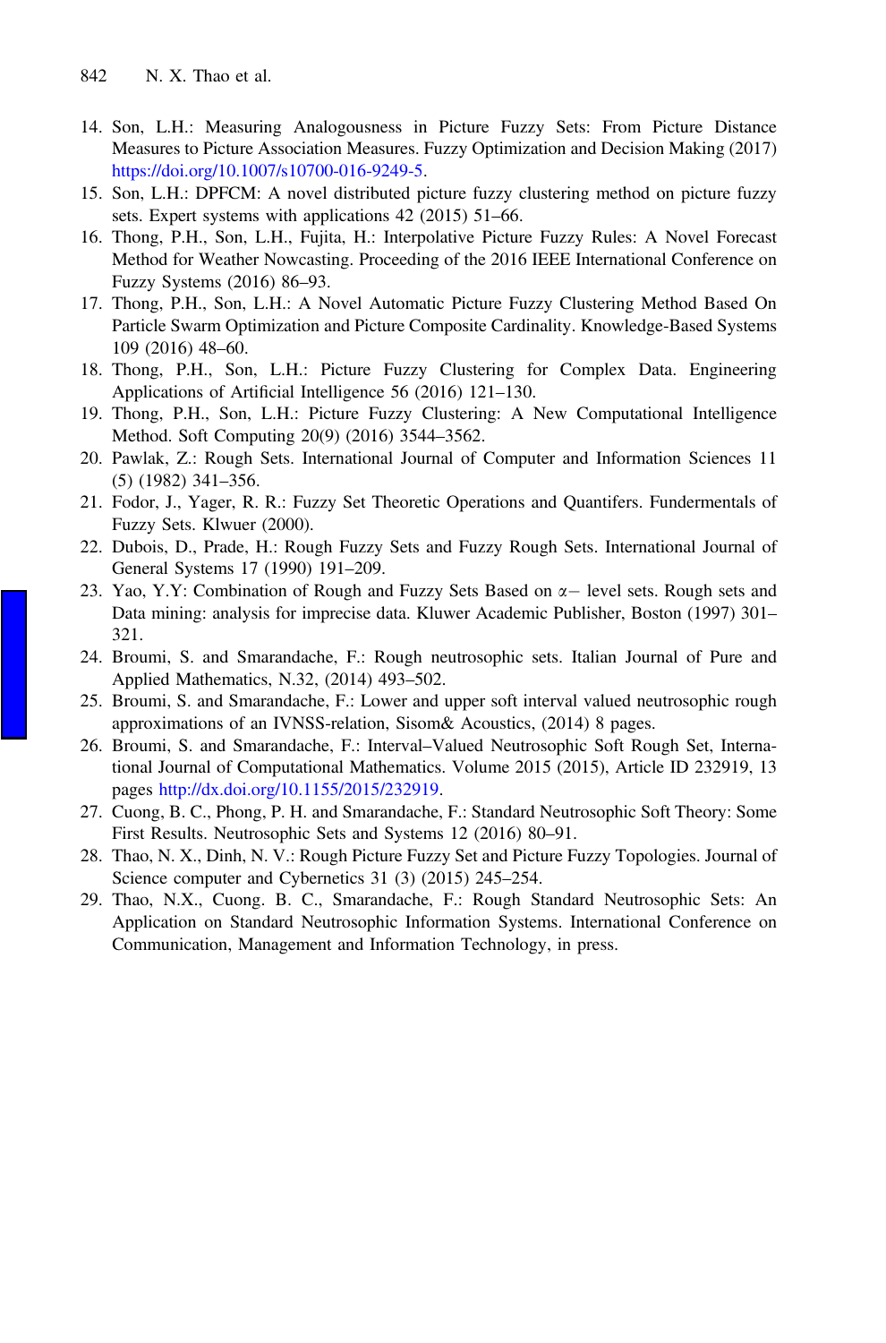14. Son, L.H.: Measuring Analogousness in Picture Fuzzy Sets: From Picture Distance Measures to Picture Association Measures. Fuzzy Optimization and Decision Making (2017) https://doi.org/10.1007/s10700-016-9249-5.
15. Son, L.H.: DPFCM: A novel distributed picture fuzzy clustering method on picture fuzzy sets. Expert systems with applications 42 (2015) 51–66.
16. Thong, P.H., Son, L.H., Fujita, H.: Interpolative Picture Fuzzy Rules: A Novel Forecast Method for Weather Nowcasting. Proceeding of the 2016 IEEE International Conference on Fuzzy Systems (2016) 86–93.
17. Thong, P.H., Son, L.H.: A Novel Automatic Picture Fuzzy Clustering Method Based On Particle Swarm Optimization and Picture Composite Cardinality. Knowledge-Based Systems 109 (2016) 48–60.
18. Thong, P.H., Son, L.H.: Picture Fuzzy Clustering for Complex Data. Engineering Applications of Artificial Intelligence 56 (2016) 121–130.
19. Thong, P.H., Son, L.H.: Picture Fuzzy Clustering: A New Computational Intelligence Method. Soft Computing 20(9) (2016) 3544–3562.
20. Pawlak, Z.: Rough Sets. International Journal of Computer and Information Sciences 11 (5) (1982) 341–356.
21. Fodor, J., Yager, R. R.: Fuzzy Set Theoretic Operations and Quantifers. Fundermentals of Fuzzy Sets. Klwuer (2000).
22. Dubois, D., Prade, H.: Rough Fuzzy Sets and Fuzzy Rough Sets. International Journal of General Systems 17 (1990) 191–209.
23. Yao, Y.Y: Combination of Rough and Fuzzy Sets Based on $\alpha-$ level sets. Rough sets and Data mining: analysis for imprecise data. Kluwer Academic Publisher, Boston (1997) 301–321.
24. Broumi, S. and Smarandache, F.: Rough neutrosophic sets. Italian Journal of Pure and Applied Mathematics, N.32, (2014) 493–502.
25. Broumi, S. and Smarandache, F.: Lower and upper soft interval valued neutrosophic rough approximations of an IVNSS-relation, Sisom& Acoustics, (2014) 8 pages.
26. Broumi, S. and Smarandache, F.: Interval–Valued Neutrosophic Soft Rough Set, International Journal of Computational Mathematics. Volume 2015 (2015), Article ID 232919, 13 pages http://dx.doi.org/10.1155/2015/232919.
27. Cuong, B. C., Phong, P. H. and Smarandache, F.: Standard Neutrosophic Soft Theory: Some First Results. Neutrosophic Sets and Systems 12 (2016) 80–91.
28. Thao, N. X., Dinh, N. V.: Rough Picture Fuzzy Set and Picture Fuzzy Topologies. Journal of Science computer and Cybernetics 31 (3) (2015) 245–254.
29. Thao, N.X., Cuong. B. C., Smarandache, F.: Rough Standard Neutrosophic Sets: An Application on Standard Neutrosophic Information Systems. International Conference on Communication, Management and Information Technology, in press.